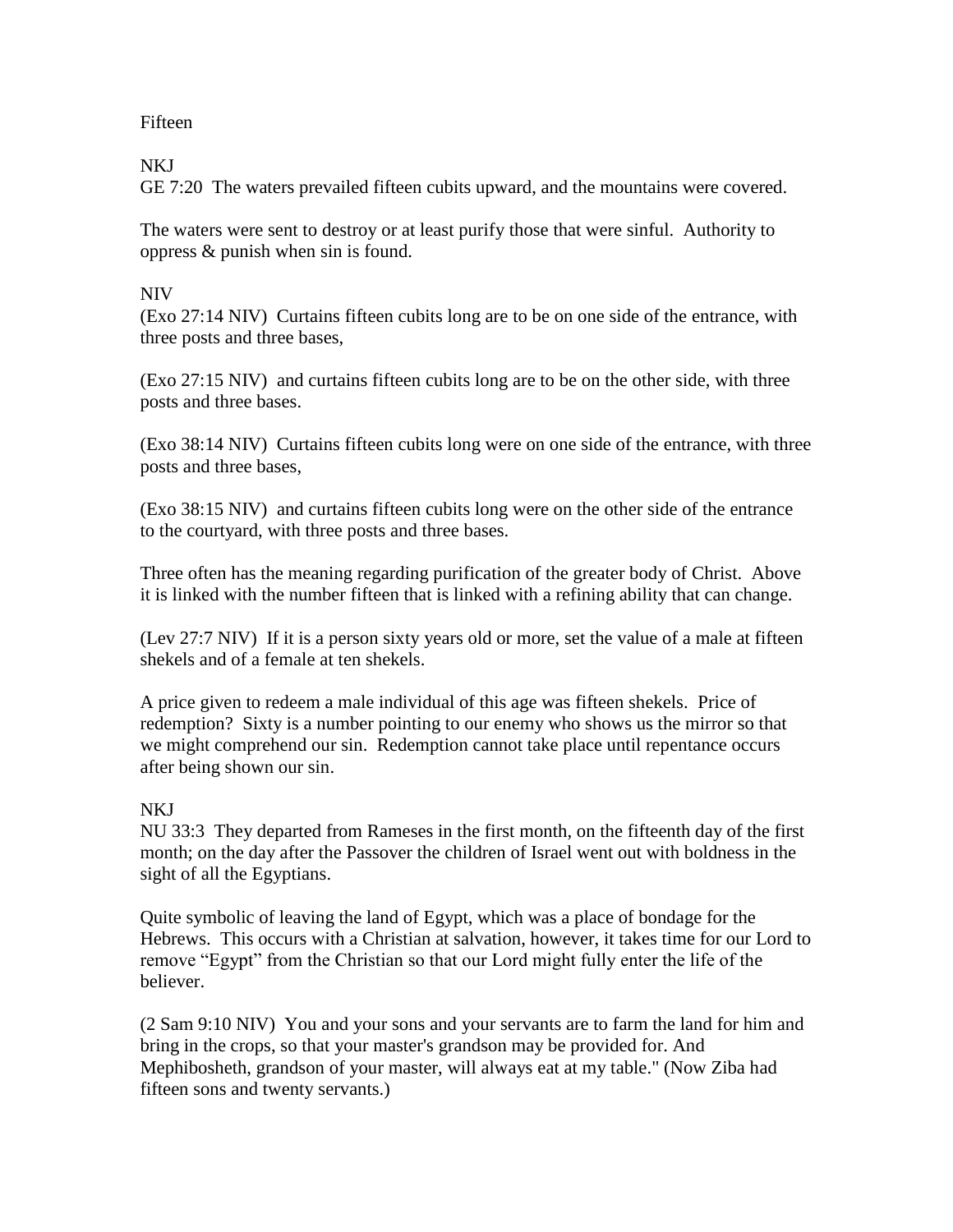Fifteen

NKJ
GE 7:20 The waters prevailed fifteen cubits upward, and the mountains were covered.

The waters were sent to destroy or at least purify those that were sinful. Authority to oppress & punish when sin is found.

NIV
(Exo 27:14 NIV) Curtains fifteen cubits long are to be on one side of the entrance, with three posts and three bases,

(Exo 27:15 NIV) and curtains fifteen cubits long are to be on the other side, with three posts and three bases.

(Exo 38:14 NIV) Curtains fifteen cubits long were on one side of the entrance, with three posts and three bases,

(Exo 38:15 NIV) and curtains fifteen cubits long were on the other side of the entrance to the courtyard, with three posts and three bases.

Three often has the meaning regarding purification of the greater body of Christ. Above it is linked with the number fifteen that is linked with a refining ability that can change.

(Lev 27:7 NIV) If it is a person sixty years old or more, set the value of a male at fifteen shekels and of a female at ten shekels.

A price given to redeem a male individual of this age was fifteen shekels. Price of redemption? Sixty is a number pointing to our enemy who shows us the mirror so that we might comprehend our sin. Redemption cannot take place until repentance occurs after being shown our sin.

NKJ
NU 33:3 They departed from Rameses in the first month, on the fifteenth day of the first month; on the day after the Passover the children of Israel went out with boldness in the sight of all the Egyptians.

Quite symbolic of leaving the land of Egypt, which was a place of bondage for the Hebrews. This occurs with a Christian at salvation, however, it takes time for our Lord to remove "Egypt" from the Christian so that our Lord might fully enter the life of the believer.

(2 Sam 9:10 NIV) You and your sons and your servants are to farm the land for him and bring in the crops, so that your master's grandson may be provided for. And Mephibosheth, grandson of your master, will always eat at my table." (Now Ziba had fifteen sons and twenty servants.)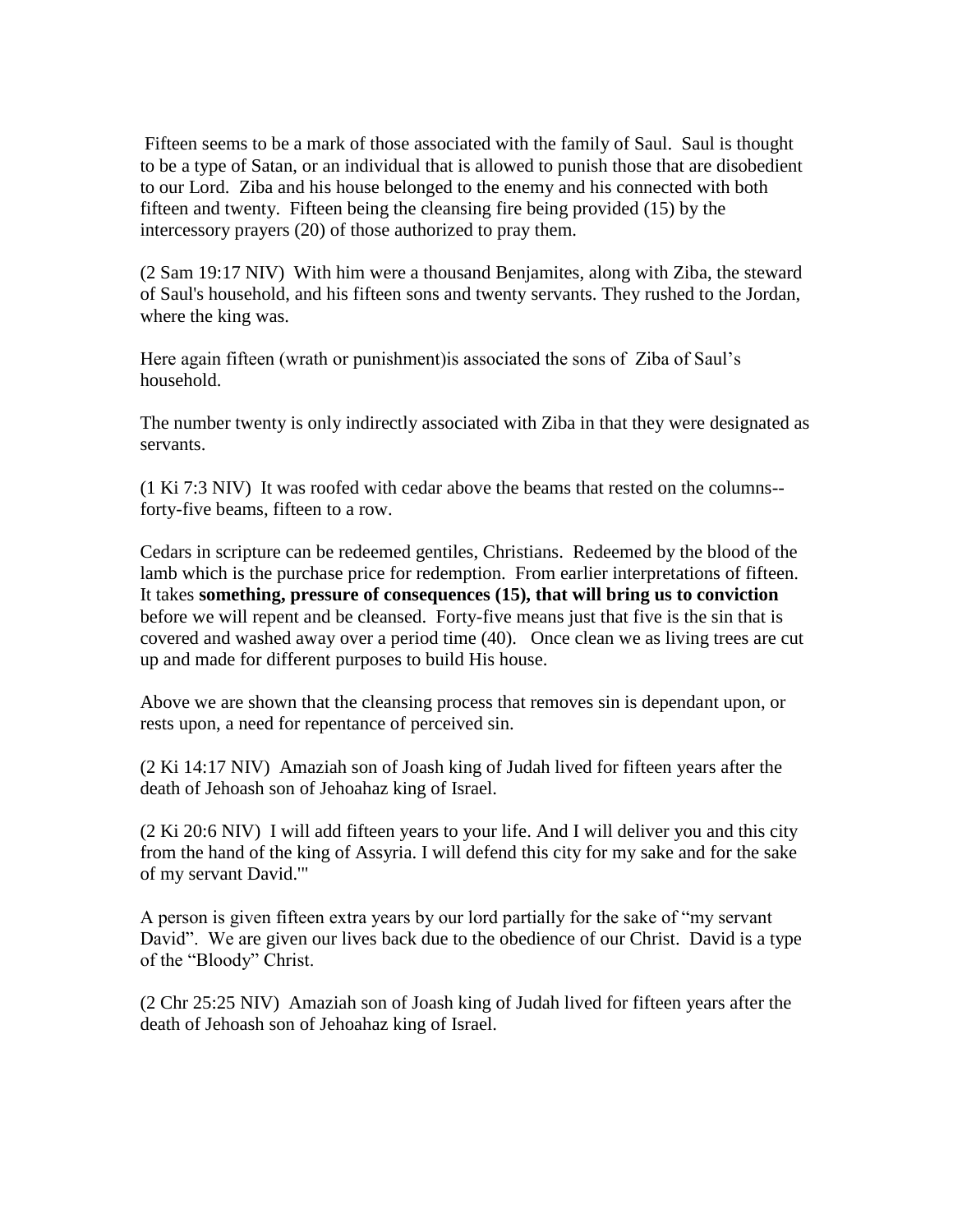Fifteen seems to be a mark of those associated with the family of Saul. Saul is thought to be a type of Satan, or an individual that is allowed to punish those that are disobedient to our Lord. Ziba and his house belonged to the enemy and his connected with both fifteen and twenty. Fifteen being the cleansing fire being provided (15) by the intercessory prayers (20) of those authorized to pray them.

(2 Sam 19:17 NIV) With him were a thousand Benjamites, along with Ziba, the steward of Saul's household, and his fifteen sons and twenty servants. They rushed to the Jordan, where the king was.

Here again fifteen (wrath or punishment)is associated the sons of Ziba of Saul's household.

The number twenty is only indirectly associated with Ziba in that they were designated as servants.

(1 Ki 7:3 NIV) It was roofed with cedar above the beams that rested on the columns--forty-five beams, fifteen to a row.

Cedars in scripture can be redeemed gentiles, Christians. Redeemed by the blood of the lamb which is the purchase price for redemption. From earlier interpretations of fifteen. It takes **something, pressure of consequences (15), that will bring us to conviction** before we will repent and be cleansed. Forty-five means just that five is the sin that is covered and washed away over a period time (40). Once clean we as living trees are cut up and made for different purposes to build His house.

Above we are shown that the cleansing process that removes sin is dependant upon, or rests upon, a need for repentance of perceived sin.

(2 Ki 14:17 NIV) Amaziah son of Joash king of Judah lived for fifteen years after the death of Jehoash son of Jehoahaz king of Israel.

(2 Ki 20:6 NIV) I will add fifteen years to your life. And I will deliver you and this city from the hand of the king of Assyria. I will defend this city for my sake and for the sake of my servant David.'"

A person is given fifteen extra years by our lord partially for the sake of "my servant David". We are given our lives back due to the obedience of our Christ. David is a type of the "Bloody" Christ.

(2 Chr 25:25 NIV) Amaziah son of Joash king of Judah lived for fifteen years after the death of Jehoash son of Jehoahaz king of Israel.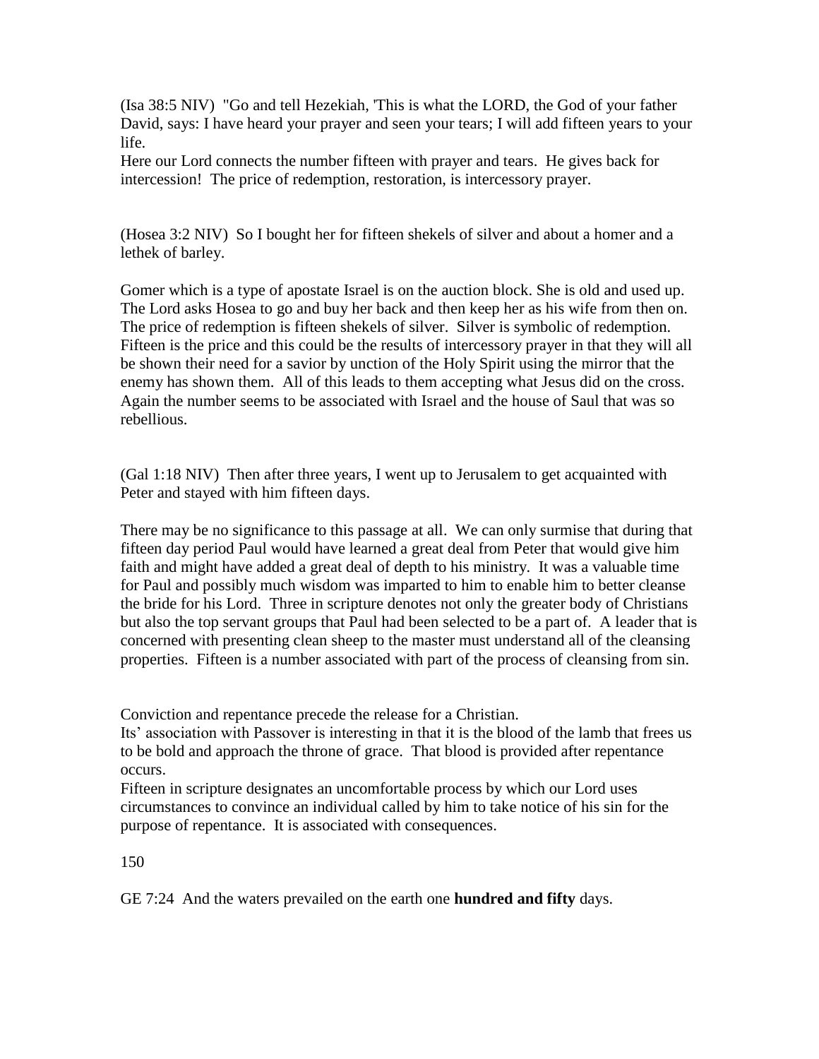(Isa 38:5 NIV) "Go and tell Hezekiah, 'This is what the LORD, the God of your father David, says: I have heard your prayer and seen your tears; I will add fifteen years to your life.

Here our Lord connects the number fifteen with prayer and tears. He gives back for intercession! The price of redemption, restoration, is intercessory prayer.

(Hosea 3:2 NIV) So I bought her for fifteen shekels of silver and about a homer and a lethek of barley.

Gomer which is a type of apostate Israel is on the auction block. She is old and used up. The Lord asks Hosea to go and buy her back and then keep her as his wife from then on. The price of redemption is fifteen shekels of silver. Silver is symbolic of redemption. Fifteen is the price and this could be the results of intercessory prayer in that they will all be shown their need for a savior by unction of the Holy Spirit using the mirror that the enemy has shown them. All of this leads to them accepting what Jesus did on the cross. Again the number seems to be associated with Israel and the house of Saul that was so rebellious.

(Gal 1:18 NIV) Then after three years, I went up to Jerusalem to get acquainted with Peter and stayed with him fifteen days.

There may be no significance to this passage at all. We can only surmise that during that fifteen day period Paul would have learned a great deal from Peter that would give him faith and might have added a great deal of depth to his ministry. It was a valuable time for Paul and possibly much wisdom was imparted to him to enable him to better cleanse the bride for his Lord. Three in scripture denotes not only the greater body of Christians but also the top servant groups that Paul had been selected to be a part of. A leader that is concerned with presenting clean sheep to the master must understand all of the cleansing properties. Fifteen is a number associated with part of the process of cleansing from sin.

Conviction and repentance precede the release for a Christian.
Its' association with Passover is interesting in that it is the blood of the lamb that frees us to be bold and approach the throne of grace. That blood is provided after repentance occurs.
Fifteen in scripture designates an uncomfortable process by which our Lord uses circumstances to convince an individual called by him to take notice of his sin for the purpose of repentance. It is associated with consequences.

150

GE 7:24 And the waters prevailed on the earth one **hundred and fifty** days.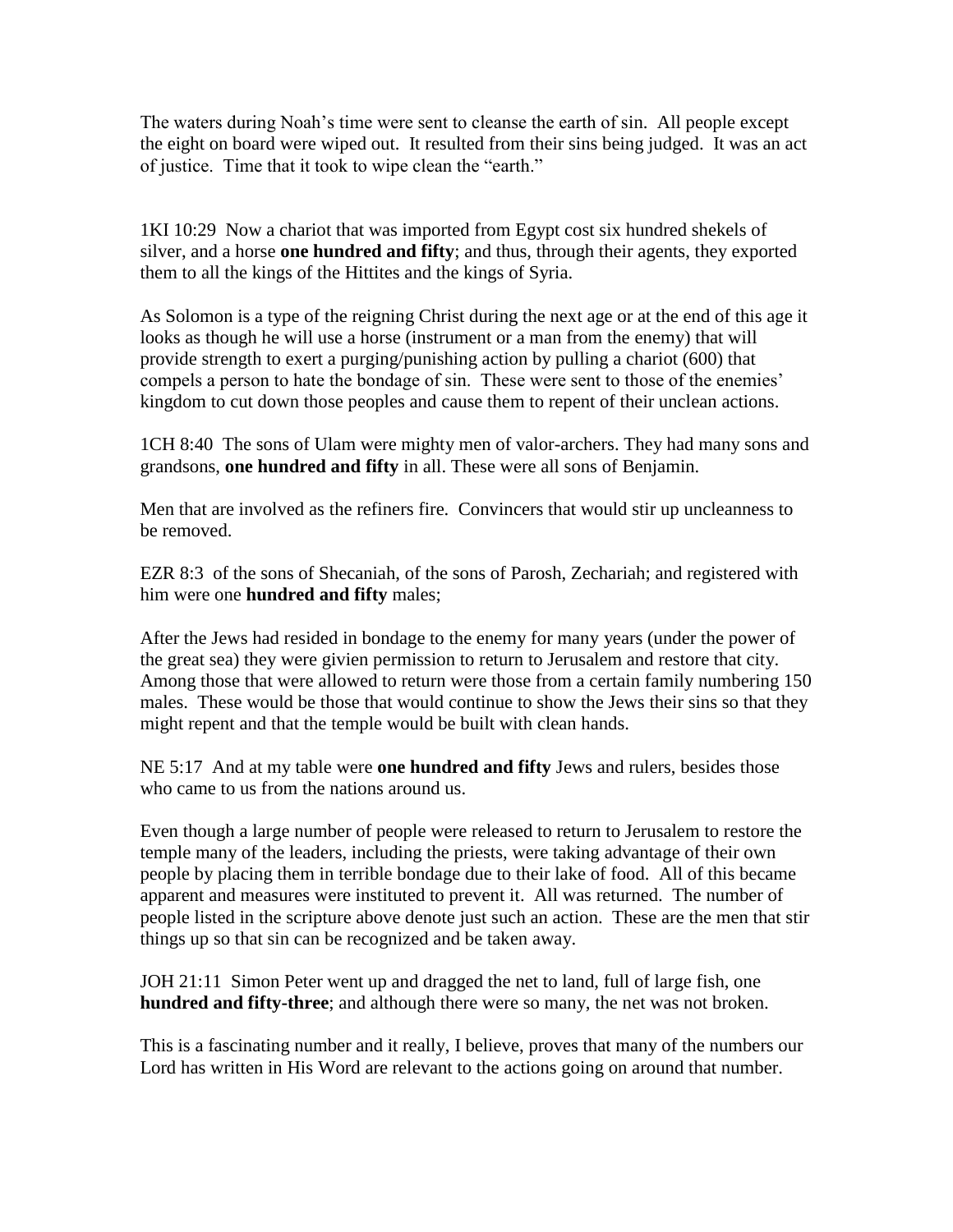The waters during Noah's time were sent to cleanse the earth of sin. All people except the eight on board were wiped out. It resulted from their sins being judged. It was an act of justice. Time that it took to wipe clean the "earth."

1KI 10:29 Now a chariot that was imported from Egypt cost six hundred shekels of silver, and a horse **one hundred and fifty**; and thus, through their agents, they exported them to all the kings of the Hittites and the kings of Syria.

As Solomon is a type of the reigning Christ during the next age or at the end of this age it looks as though he will use a horse (instrument or a man from the enemy) that will provide strength to exert a purging/punishing action by pulling a chariot (600) that compels a person to hate the bondage of sin. These were sent to those of the enemies' kingdom to cut down those peoples and cause them to repent of their unclean actions.

1CH 8:40 The sons of Ulam were mighty men of valor-archers. They had many sons and grandsons, **one hundred and fifty** in all. These were all sons of Benjamin.

Men that are involved as the refiners fire. Convincers that would stir up uncleanness to be removed.

EZR 8:3 of the sons of Shecaniah, of the sons of Parosh, Zechariah; and registered with him were one **hundred and fifty** males;

After the Jews had resided in bondage to the enemy for many years (under the power of the great sea) they were givien permission to return to Jerusalem and restore that city. Among those that were allowed to return were those from a certain family numbering 150 males. These would be those that would continue to show the Jews their sins so that they might repent and that the temple would be built with clean hands.

NE 5:17 And at my table were **one hundred and fifty** Jews and rulers, besides those who came to us from the nations around us.

Even though a large number of people were released to return to Jerusalem to restore the temple many of the leaders, including the priests, were taking advantage of their own people by placing them in terrible bondage due to their lake of food. All of this became apparent and measures were instituted to prevent it. All was returned. The number of people listed in the scripture above denote just such an action. These are the men that stir things up so that sin can be recognized and be taken away.

JOH 21:11 Simon Peter went up and dragged the net to land, full of large fish, one **hundred and fifty-three**; and although there were so many, the net was not broken.

This is a fascinating number and it really, I believe, proves that many of the numbers our Lord has written in His Word are relevant to the actions going on around that number.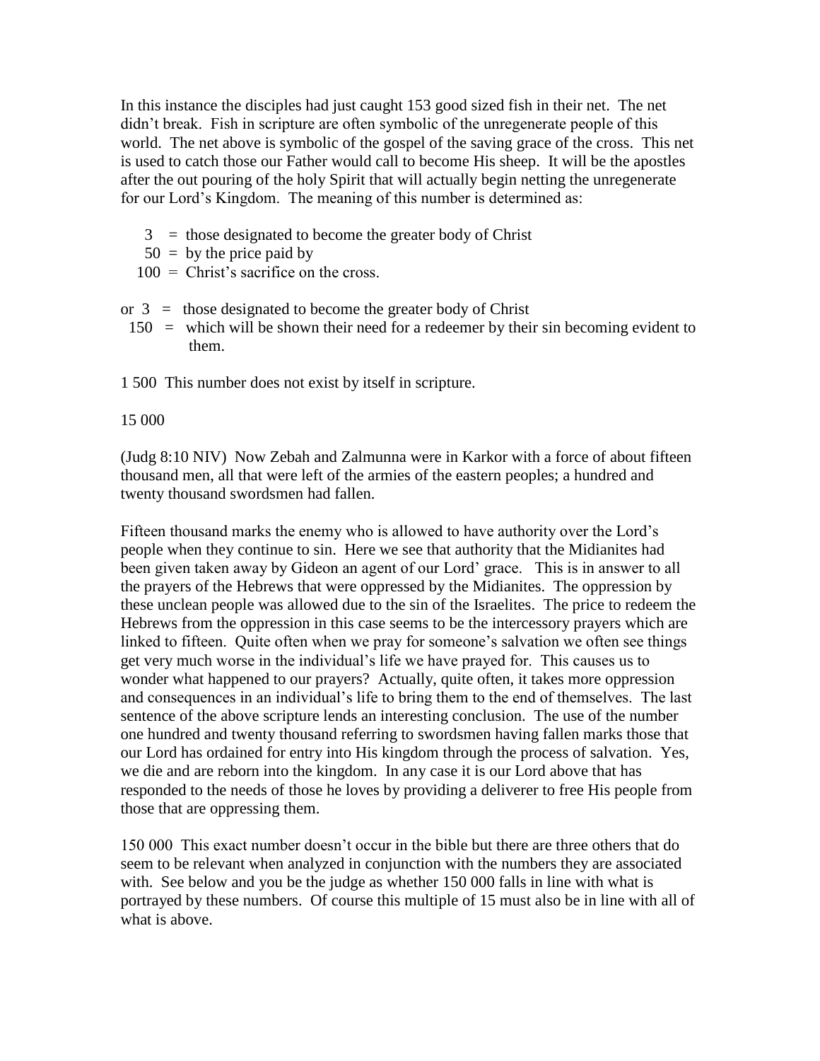In this instance the disciples had just caught 153 good sized fish in their net. The net didn't break. Fish in scripture are often symbolic of the unregenerate people of this world. The net above is symbolic of the gospel of the saving grace of the cross. This net is used to catch those our Father would call to become His sheep. It will be the apostles after the out pouring of the holy Spirit that will actually begin netting the unregenerate for our Lord's Kingdom. The meaning of this number is determined as:

3 = those designated to become the greater body of Christ
50 = by the price paid by
100 = Christ's sacrifice on the cross.

or 3 = those designated to become the greater body of Christ
150 = which will be shown their need for a redeemer by their sin becoming evident to them.

1 500 This number does not exist by itself in scripture.

15 000

(Judg 8:10 NIV) Now Zebah and Zalmunna were in Karkor with a force of about fifteen thousand men, all that were left of the armies of the eastern peoples; a hundred and twenty thousand swordsmen had fallen.

Fifteen thousand marks the enemy who is allowed to have authority over the Lord's people when they continue to sin. Here we see that authority that the Midianites had been given taken away by Gideon an agent of our Lord' grace. This is in answer to all the prayers of the Hebrews that were oppressed by the Midianites. The oppression by these unclean people was allowed due to the sin of the Israelites. The price to redeem the Hebrews from the oppression in this case seems to be the intercessory prayers which are linked to fifteen. Quite often when we pray for someone's salvation we often see things get very much worse in the individual's life we have prayed for. This causes us to wonder what happened to our prayers? Actually, quite often, it takes more oppression and consequences in an individual's life to bring them to the end of themselves. The last sentence of the above scripture lends an interesting conclusion. The use of the number one hundred and twenty thousand referring to swordsmen having fallen marks those that our Lord has ordained for entry into His kingdom through the process of salvation. Yes, we die and are reborn into the kingdom. In any case it is our Lord above that has responded to the needs of those he loves by providing a deliverer to free His people from those that are oppressing them.

150 000 This exact number doesn't occur in the bible but there are three others that do seem to be relevant when analyzed in conjunction with the numbers they are associated with. See below and you be the judge as whether 150 000 falls in line with what is portrayed by these numbers. Of course this multiple of 15 must also be in line with all of what is above.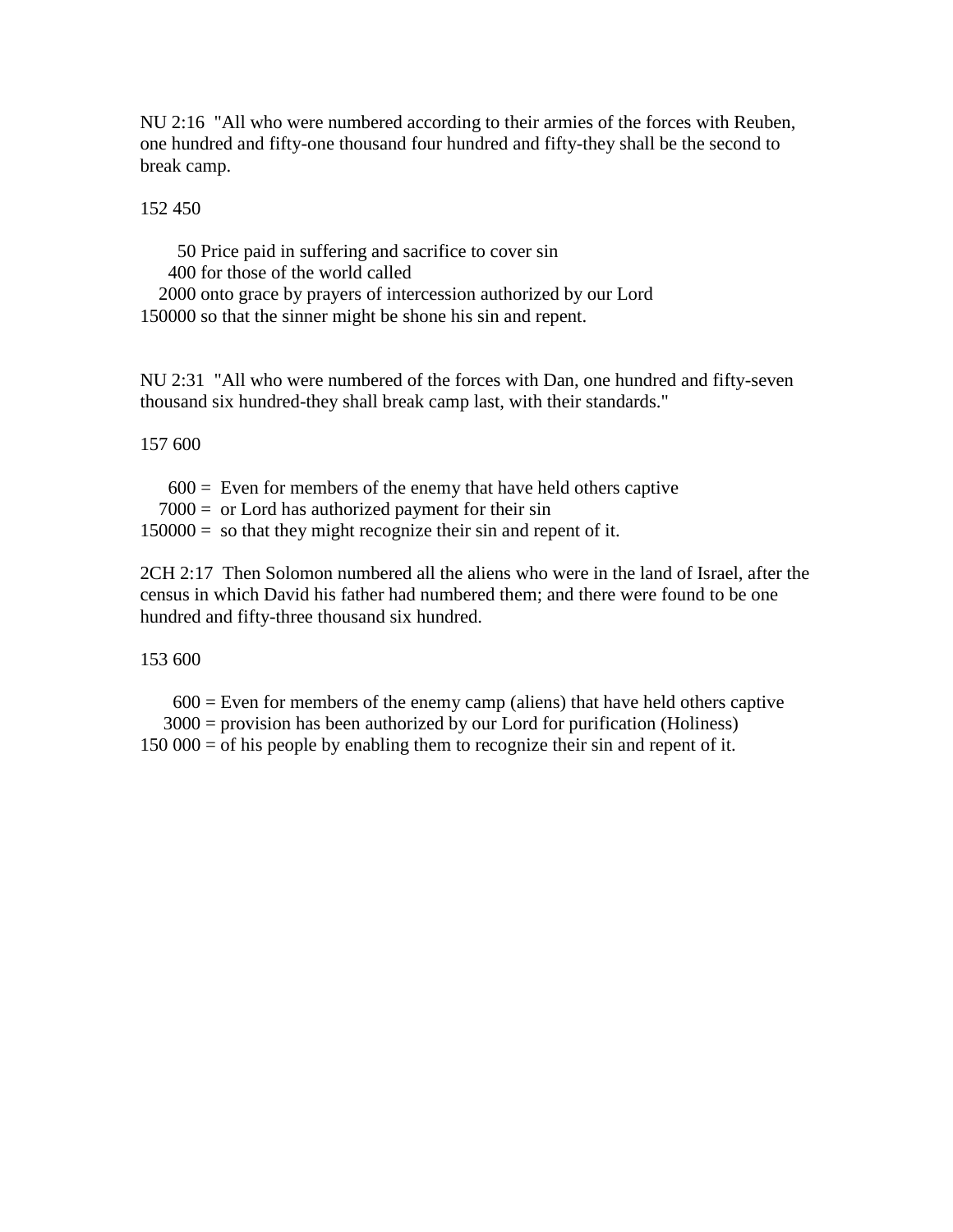NU 2:16 "All who were numbered according to their armies of the forces with Reuben, one hundred and fifty-one thousand four hundred and fifty-they shall be the second to break camp.

152 450

50 Price paid in suffering and sacrifice to cover sin
400 for those of the world called
2000 onto grace by prayers of intercession authorized by our Lord
150000 so that the sinner might be shone his sin and repent.

NU 2:31 "All who were numbered of the forces with Dan, one hundred and fifty-seven thousand six hundred-they shall break camp last, with their standards."

157 600

600 = Even for members of the enemy that have held others captive
7000 = or Lord has authorized payment for their sin
150000 = so that they might recognize their sin and repent of it.

2CH 2:17 Then Solomon numbered all the aliens who were in the land of Israel, after the census in which David his father had numbered them; and there were found to be one hundred and fifty-three thousand six hundred.

153 600

600 = Even for members of the enemy camp (aliens) that have held others captive
3000 = provision has been authorized by our Lord for purification (Holiness)
150 000 = of his people by enabling them to recognize their sin and repent of it.